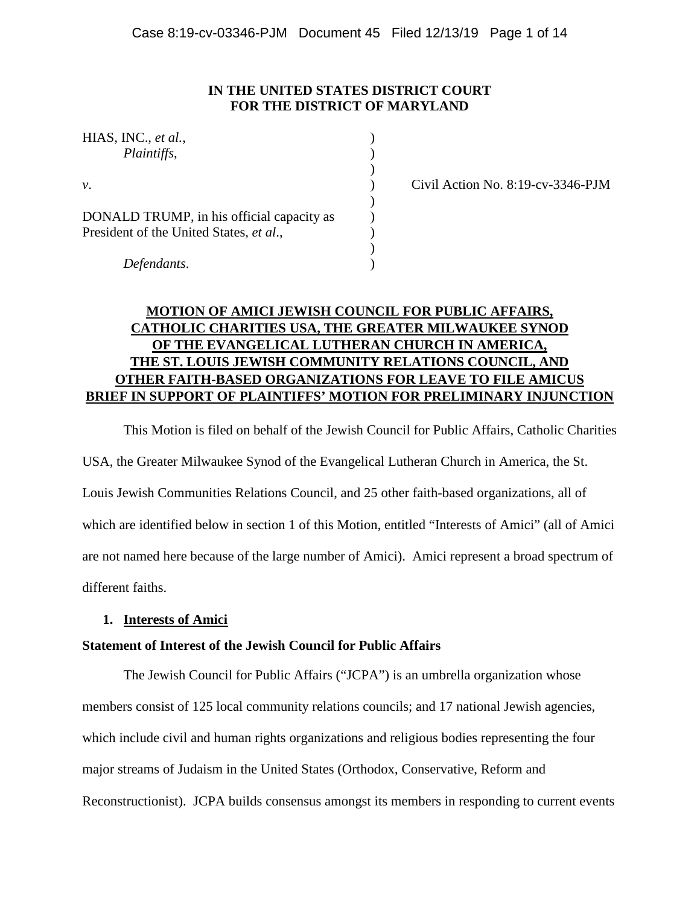**IN THE UNITED STATES DISTRICT COURT**
**FOR THE DISTRICT OF MARYLAND**

| | | |
|---|---|---|
| HIAS, INC., *et al.*, *Plaintiffs*, | ) | |
| *v.* | ) | Civil Action No. 8:19-cv-3346-PJM |
| DONALD TRUMP, in his official capacity as President of the United States, *et al.*, | ) | |
| *Defendants*. | ) | |

**MOTION OF AMICI JEWISH COUNCIL FOR PUBLIC AFFAIRS, CATHOLIC CHARITIES USA, THE GREATER MILWAUKEE SYNOD OF THE EVANGELICAL LUTHERAN CHURCH IN AMERICA, THE ST. LOUIS JEWISH COMMUNITY RELATIONS COUNCIL, AND OTHER FAITH-BASED ORGANIZATIONS FOR LEAVE TO FILE AMICUS BRIEF IN SUPPORT OF PLAINTIFFS' MOTION FOR PRELIMINARY INJUNCTION**

This Motion is filed on behalf of the Jewish Council for Public Affairs, Catholic Charities USA, the Greater Milwaukee Synod of the Evangelical Lutheran Church in America, the St. Louis Jewish Communities Relations Council, and 25 other faith-based organizations, all of which are identified below in section 1 of this Motion, entitled "Interests of Amici" (all of Amici are not named here because of the large number of Amici). Amici represent a broad spectrum of different faiths.

1. **Interests of Amici**

**Statement of Interest of the Jewish Council for Public Affairs**

The Jewish Council for Public Affairs ("JCPA") is an umbrella organization whose members consist of 125 local community relations councils; and 17 national Jewish agencies, which include civil and human rights organizations and religious bodies representing the four major streams of Judaism in the United States (Orthodox, Conservative, Reform and Reconstructionist). JCPA builds consensus amongst its members in responding to current events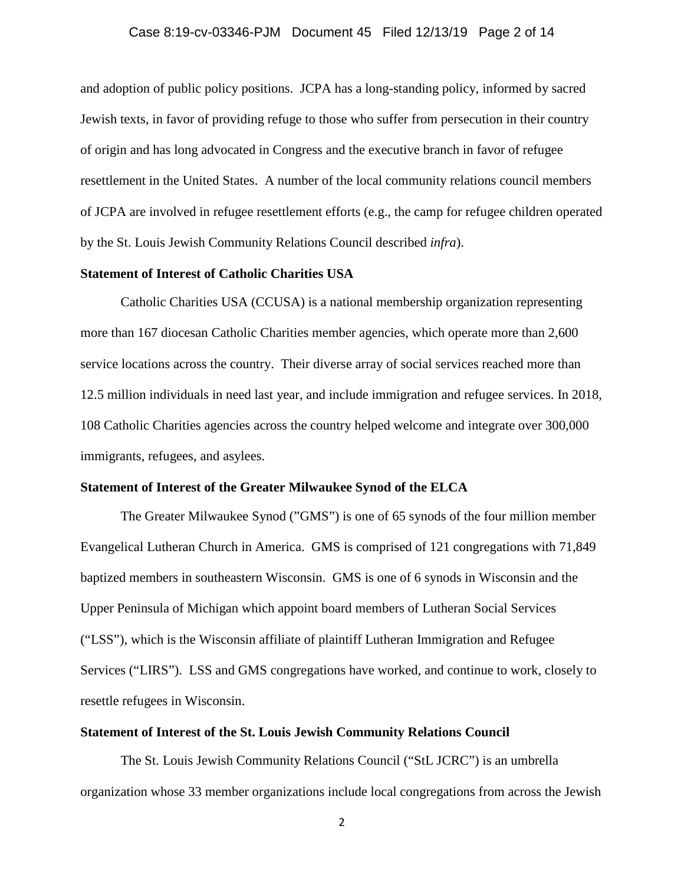and adoption of public policy positions. JCPA has a long-standing policy, informed by sacred Jewish texts, in favor of providing refuge to those who suffer from persecution in their country of origin and has long advocated in Congress and the executive branch in favor of refugee resettlement in the United States. A number of the local community relations council members of JCPA are involved in refugee resettlement efforts (e.g., the camp for refugee children operated by the St. Louis Jewish Community Relations Council described *infra*).

**Statement of Interest of Catholic Charities USA**

Catholic Charities USA (CCUSA) is a national membership organization representing more than 167 diocesan Catholic Charities member agencies, which operate more than 2,600 service locations across the country. Their diverse array of social services reached more than 12.5 million individuals in need last year, and include immigration and refugee services. In 2018, 108 Catholic Charities agencies across the country helped welcome and integrate over 300,000 immigrants, refugees, and asylees.

**Statement of Interest of the Greater Milwaukee Synod of the ELCA**

The Greater Milwaukee Synod (”GMS") is one of 65 synods of the four million member Evangelical Lutheran Church in America. GMS is comprised of 121 congregations with 71,849 baptized members in southeastern Wisconsin. GMS is one of 6 synods in Wisconsin and the Upper Peninsula of Michigan which appoint board members of Lutheran Social Services (“LSS”), which is the Wisconsin affiliate of plaintiff Lutheran Immigration and Refugee Services (“LIRS”). LSS and GMS congregations have worked, and continue to work, closely to resettle refugees in Wisconsin.

**Statement of Interest of the St. Louis Jewish Community Relations Council**

The St. Louis Jewish Community Relations Council (“StL JCRC”) is an umbrella organization whose 33 member organizations include local congregations from across the Jewish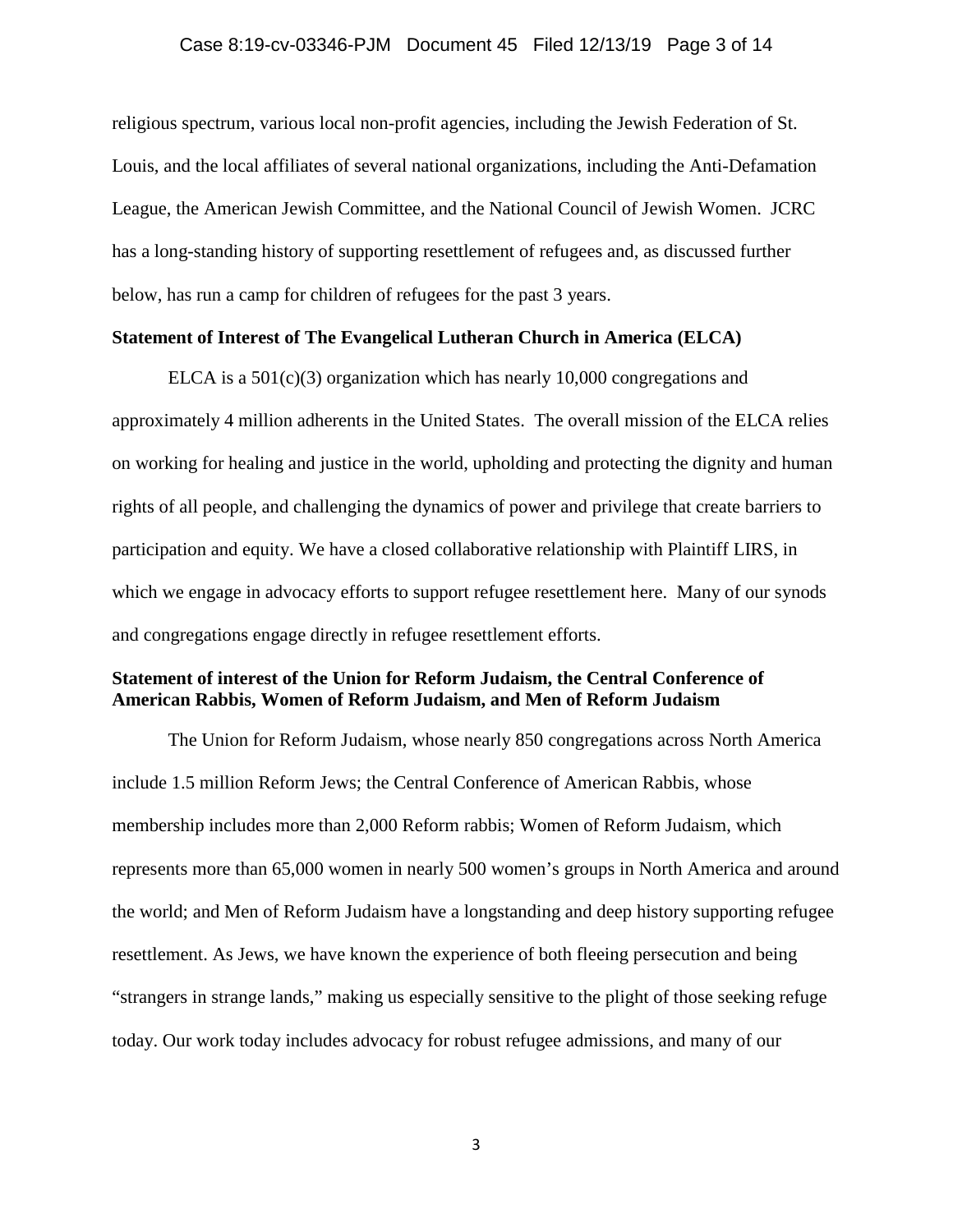religious spectrum, various local non-profit agencies, including the Jewish Federation of St. Louis, and the local affiliates of several national organizations, including the Anti-Defamation League, the American Jewish Committee, and the National Council of Jewish Women. JCRC has a long-standing history of supporting resettlement of refugees and, as discussed further below, has run a camp for children of refugees for the past 3 years.

**Statement of Interest of The Evangelical Lutheran Church in America (ELCA)**

ELCA is a 501(c)(3) organization which has nearly 10,000 congregations and approximately 4 million adherents in the United States. The overall mission of the ELCA relies on working for healing and justice in the world, upholding and protecting the dignity and human rights of all people, and challenging the dynamics of power and privilege that create barriers to participation and equity. We have a closed collaborative relationship with Plaintiff LIRS, in which we engage in advocacy efforts to support refugee resettlement here. Many of our synods and congregations engage directly in refugee resettlement efforts.

**Statement of interest of the Union for Reform Judaism, the Central Conference of American Rabbis, Women of Reform Judaism, and Men of Reform Judaism**

The Union for Reform Judaism, whose nearly 850 congregations across North America include 1.5 million Reform Jews; the Central Conference of American Rabbis, whose membership includes more than 2,000 Reform rabbis; Women of Reform Judaism, which represents more than 65,000 women in nearly 500 women's groups in North America and around the world; and Men of Reform Judaism have a longstanding and deep history supporting refugee resettlement. As Jews, we have known the experience of both fleeing persecution and being "strangers in strange lands," making us especially sensitive to the plight of those seeking refuge today. Our work today includes advocacy for robust refugee admissions, and many of our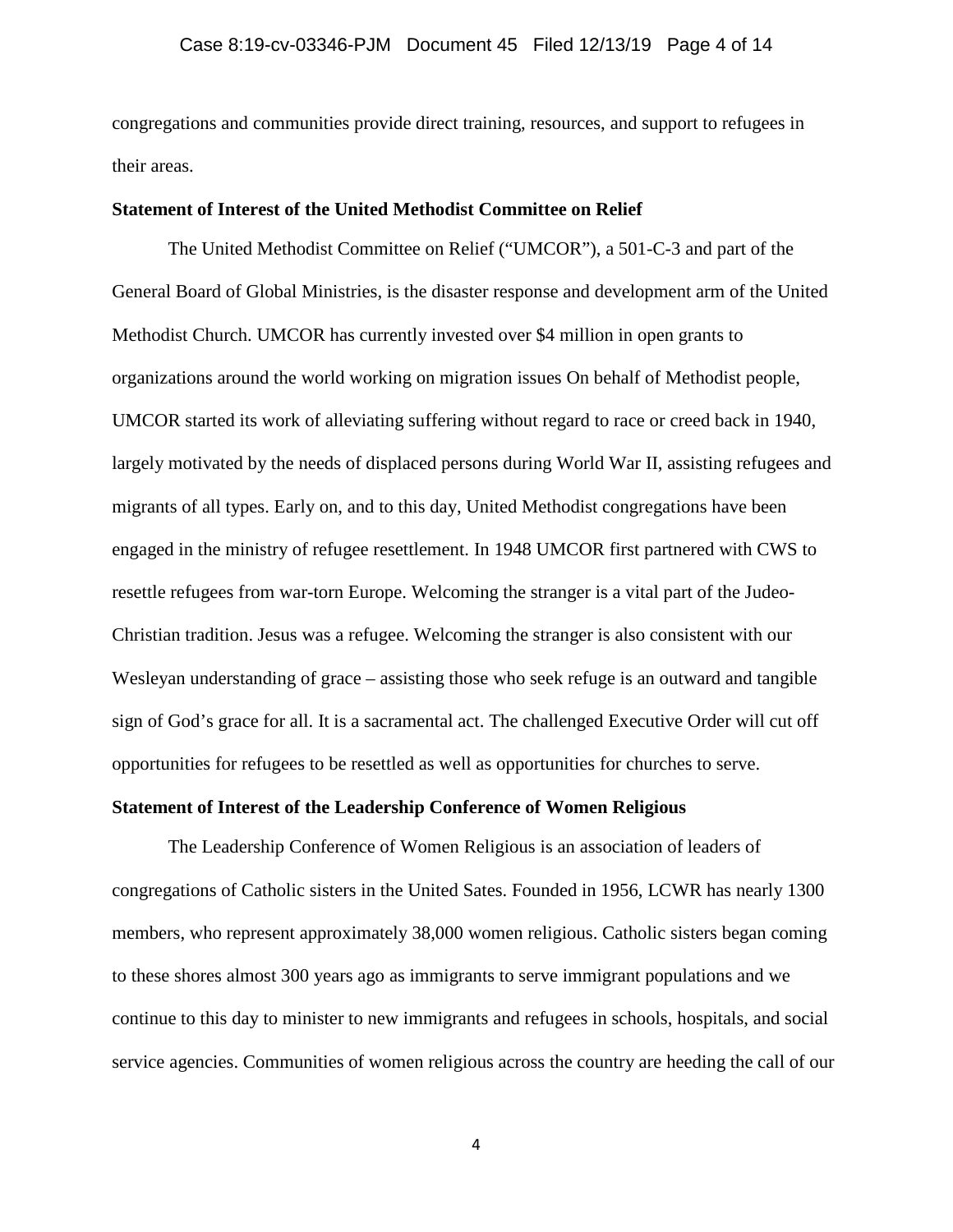congregations and communities provide direct training, resources, and support to refugees in their areas.

**Statement of Interest of the United Methodist Committee on Relief**

The United Methodist Committee on Relief ("UMCOR"), a 501-C-3 and part of the General Board of Global Ministries, is the disaster response and development arm of the United Methodist Church. UMCOR has currently invested over $4 million in open grants to organizations around the world working on migration issues On behalf of Methodist people, UMCOR started its work of alleviating suffering without regard to race or creed back in 1940, largely motivated by the needs of displaced persons during World War II, assisting refugees and migrants of all types. Early on, and to this day, United Methodist congregations have been engaged in the ministry of refugee resettlement. In 1948 UMCOR first partnered with CWS to resettle refugees from war-torn Europe. Welcoming the stranger is a vital part of the Judeo-Christian tradition. Jesus was a refugee. Welcoming the stranger is also consistent with our Wesleyan understanding of grace – assisting those who seek refuge is an outward and tangible sign of God's grace for all. It is a sacramental act. The challenged Executive Order will cut off opportunities for refugees to be resettled as well as opportunities for churches to serve.

**Statement of Interest of the Leadership Conference of Women Religious**

The Leadership Conference of Women Religious is an association of leaders of congregations of Catholic sisters in the United Sates. Founded in 1956, LCWR has nearly 1300 members, who represent approximately 38,000 women religious. Catholic sisters began coming to these shores almost 300 years ago as immigrants to serve immigrant populations and we continue to this day to minister to new immigrants and refugees in schools, hospitals, and social service agencies. Communities of women religious across the country are heeding the call of our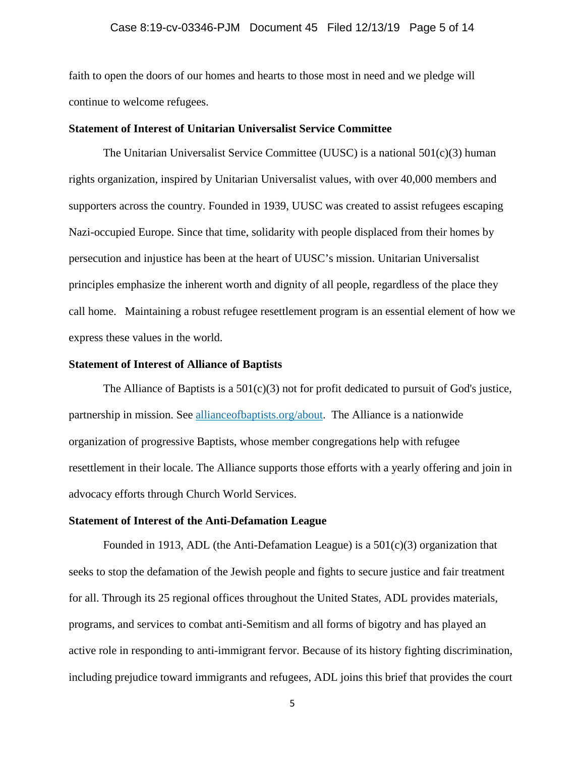faith to open the doors of our homes and hearts to those most in need and we pledge will continue to welcome refugees.

**Statement of Interest of Unitarian Universalist Service Committee**

The Unitarian Universalist Service Committee (UUSC) is a national 501(c)(3) human rights organization, inspired by Unitarian Universalist values, with over 40,000 members and supporters across the country. Founded in 1939, UUSC was created to assist refugees escaping Nazi-occupied Europe. Since that time, solidarity with people displaced from their homes by persecution and injustice has been at the heart of UUSC's mission. Unitarian Universalist principles emphasize the inherent worth and dignity of all people, regardless of the place they call home. Maintaining a robust refugee resettlement program is an essential element of how we express these values in the world.

**Statement of Interest of Alliance of Baptists**

The Alliance of Baptists is a 501(c)(3) not for profit dedicated to pursuit of God's justice, partnership in mission. See [allianceofbaptists.org/about](allianceofbaptists.org/about). The Alliance is a nationwide organization of progressive Baptists, whose member congregations help with refugee resettlement in their locale. The Alliance supports those efforts with a yearly offering and join in advocacy efforts through Church World Services.

**Statement of Interest of the Anti-Defamation League**

Founded in 1913, ADL (the Anti-Defamation League) is a 501(c)(3) organization that seeks to stop the defamation of the Jewish people and fights to secure justice and fair treatment for all. Through its 25 regional offices throughout the United States, ADL provides materials, programs, and services to combat anti-Semitism and all forms of bigotry and has played an active role in responding to anti-immigrant fervor. Because of its history fighting discrimination, including prejudice toward immigrants and refugees, ADL joins this brief that provides the court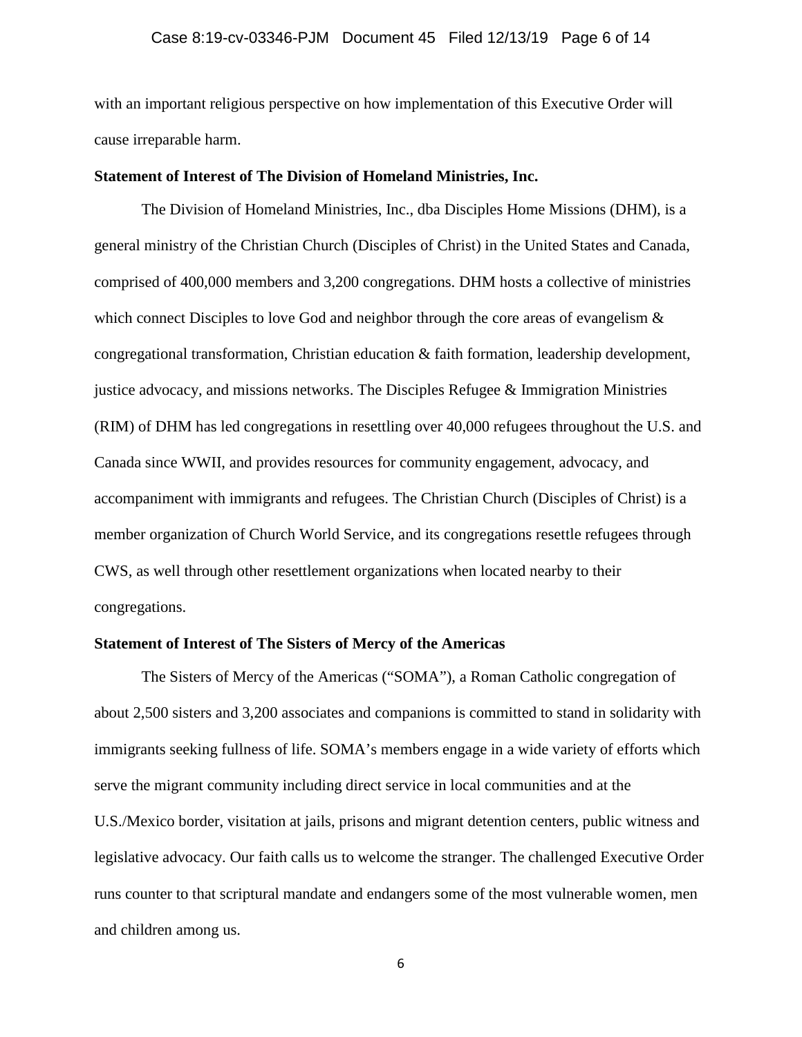with an important religious perspective on how implementation of this Executive Order will cause irreparable harm.

**Statement of Interest of The Division of Homeland Ministries, Inc.**

The Division of Homeland Ministries, Inc., dba Disciples Home Missions (DHM), is a general ministry of the Christian Church (Disciples of Christ) in the United States and Canada, comprised of 400,000 members and 3,200 congregations. DHM hosts a collective of ministries which connect Disciples to love God and neighbor through the core areas of evangelism & congregational transformation, Christian education & faith formation, leadership development, justice advocacy, and missions networks. The Disciples Refugee & Immigration Ministries (RIM) of DHM has led congregations in resettling over 40,000 refugees throughout the U.S. and Canada since WWII, and provides resources for community engagement, advocacy, and accompaniment with immigrants and refugees. The Christian Church (Disciples of Christ) is a member organization of Church World Service, and its congregations resettle refugees through CWS, as well through other resettlement organizations when located nearby to their congregations.

**Statement of Interest of The Sisters of Mercy of the Americas**

The Sisters of Mercy of the Americas ("SOMA"), a Roman Catholic congregation of about 2,500 sisters and 3,200 associates and companions is committed to stand in solidarity with immigrants seeking fullness of life. SOMA's members engage in a wide variety of efforts which serve the migrant community including direct service in local communities and at the U.S./Mexico border, visitation at jails, prisons and migrant detention centers, public witness and legislative advocacy. Our faith calls us to welcome the stranger. The challenged Executive Order runs counter to that scriptural mandate and endangers some of the most vulnerable women, men and children among us.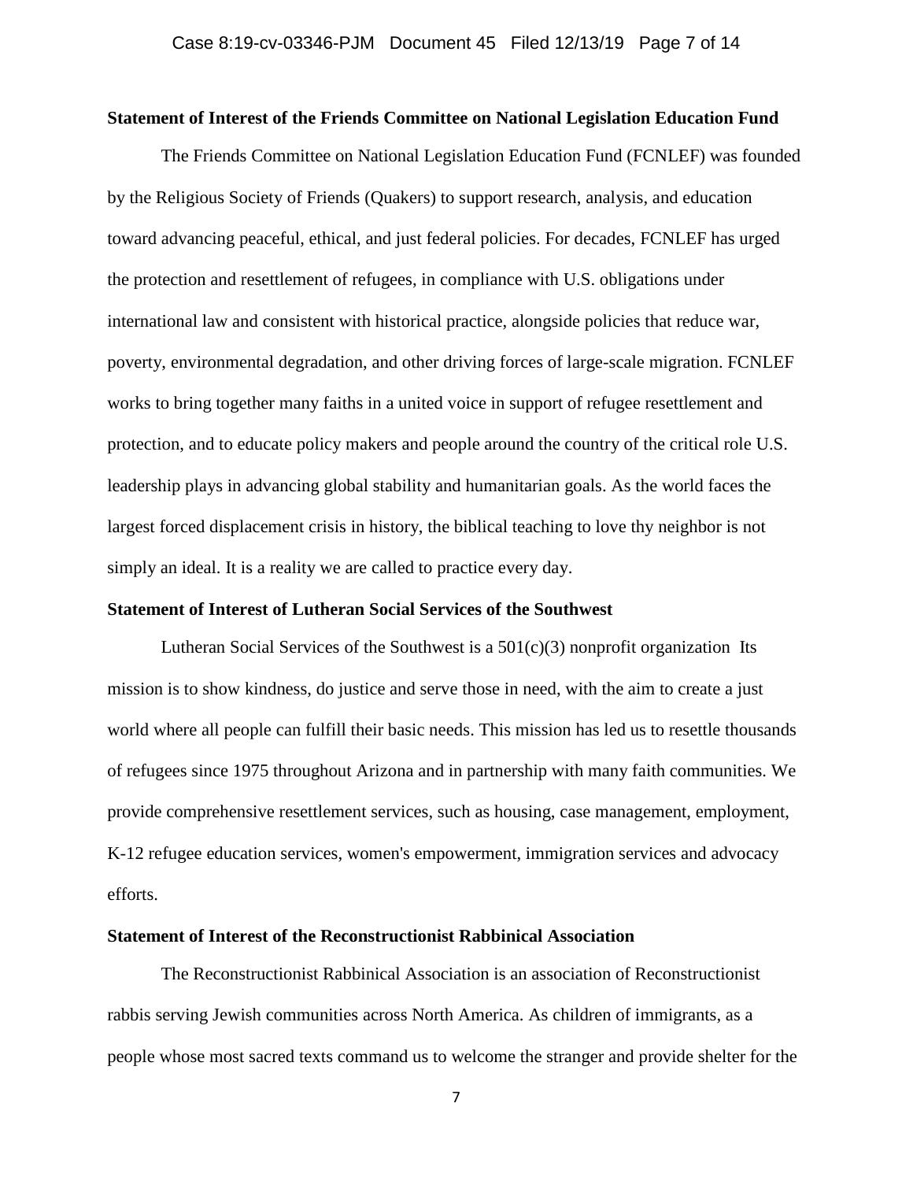**Statement of Interest of the Friends Committee on National Legislation Education Fund**

The Friends Committee on National Legislation Education Fund (FCNLEF) was founded by the Religious Society of Friends (Quakers) to support research, analysis, and education toward advancing peaceful, ethical, and just federal policies. For decades, FCNLEF has urged the protection and resettlement of refugees, in compliance with U.S. obligations under international law and consistent with historical practice, alongside policies that reduce war, poverty, environmental degradation, and other driving forces of large-scale migration. FCNLEF works to bring together many faiths in a united voice in support of refugee resettlement and protection, and to educate policy makers and people around the country of the critical role U.S. leadership plays in advancing global stability and humanitarian goals. As the world faces the largest forced displacement crisis in history, the biblical teaching to love thy neighbor is not simply an ideal. It is a reality we are called to practice every day.

**Statement of Interest of Lutheran Social Services of the Southwest**

Lutheran Social Services of the Southwest is a 501(c)(3) nonprofit organization Its mission is to show kindness, do justice and serve those in need, with the aim to create a just world where all people can fulfill their basic needs. This mission has led us to resettle thousands of refugees since 1975 throughout Arizona and in partnership with many faith communities. We provide comprehensive resettlement services, such as housing, case management, employment, K-12 refugee education services, women's empowerment, immigration services and advocacy efforts.

**Statement of Interest of the Reconstructionist Rabbinical Association**

The Reconstructionist Rabbinical Association is an association of Reconstructionist rabbis serving Jewish communities across North America. As children of immigrants, as a people whose most sacred texts command us to welcome the stranger and provide shelter for the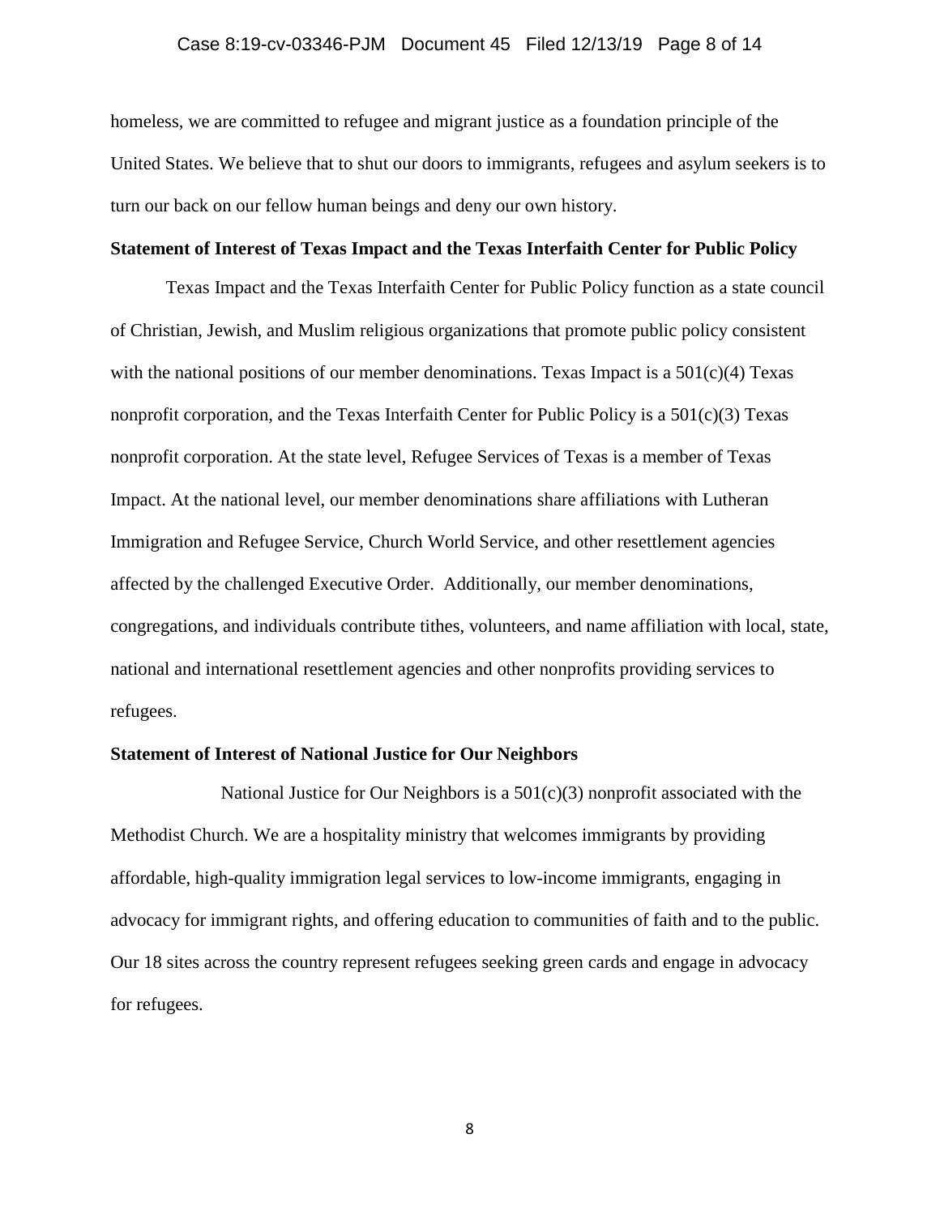homeless, we are committed to refugee and migrant justice as a foundation principle of the United States. We believe that to shut our doors to immigrants, refugees and asylum seekers is to turn our back on our fellow human beings and deny our own history.

**Statement of Interest of Texas Impact and the Texas Interfaith Center for Public Policy**

Texas Impact and the Texas Interfaith Center for Public Policy function as a state council of Christian, Jewish, and Muslim religious organizations that promote public policy consistent with the national positions of our member denominations. Texas Impact is a 501(c)(4) Texas nonprofit corporation, and the Texas Interfaith Center for Public Policy is a 501(c)(3) Texas nonprofit corporation. At the state level, Refugee Services of Texas is a member of Texas Impact. At the national level, our member denominations share affiliations with Lutheran Immigration and Refugee Service, Church World Service, and other resettlement agencies affected by the challenged Executive Order. Additionally, our member denominations, congregations, and individuals contribute tithes, volunteers, and name affiliation with local, state, national and international resettlement agencies and other nonprofits providing services to refugees.

**Statement of Interest of National Justice for Our Neighbors**

National Justice for Our Neighbors is a 501(c)(3) nonprofit associated with the Methodist Church. We are a hospitality ministry that welcomes immigrants by providing affordable, high-quality immigration legal services to low-income immigrants, engaging in advocacy for immigrant rights, and offering education to communities of faith and to the public. Our 18 sites across the country represent refugees seeking green cards and engage in advocacy for refugees.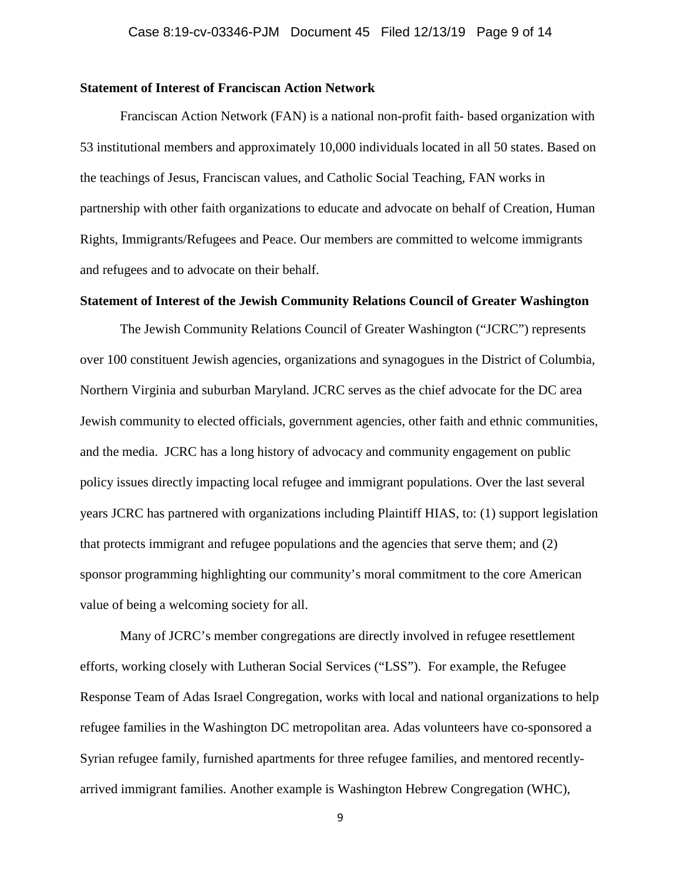**Statement of Interest of Franciscan Action Network**

Franciscan Action Network (FAN) is a national non-profit faith- based organization with 53 institutional members and approximately 10,000 individuals located in all 50 states. Based on the teachings of Jesus, Franciscan values, and Catholic Social Teaching, FAN works in partnership with other faith organizations to educate and advocate on behalf of Creation, Human Rights, Immigrants/Refugees and Peace. Our members are committed to welcome immigrants and refugees and to advocate on their behalf.

**Statement of Interest of the Jewish Community Relations Council of Greater Washington**

The Jewish Community Relations Council of Greater Washington ("JCRC") represents over 100 constituent Jewish agencies, organizations and synagogues in the District of Columbia, Northern Virginia and suburban Maryland. JCRC serves as the chief advocate for the DC area Jewish community to elected officials, government agencies, other faith and ethnic communities, and the media. JCRC has a long history of advocacy and community engagement on public policy issues directly impacting local refugee and immigrant populations. Over the last several years JCRC has partnered with organizations including Plaintiff HIAS, to: (1) support legislation that protects immigrant and refugee populations and the agencies that serve them; and (2) sponsor programming highlighting our community's moral commitment to the core American value of being a welcoming society for all.

Many of JCRC's member congregations are directly involved in refugee resettlement efforts, working closely with Lutheran Social Services ("LSS"). For example, the Refugee Response Team of Adas Israel Congregation, works with local and national organizations to help refugee families in the Washington DC metropolitan area. Adas volunteers have co-sponsored a Syrian refugee family, furnished apartments for three refugee families, and mentored recently-arrived immigrant families. Another example is Washington Hebrew Congregation (WHC),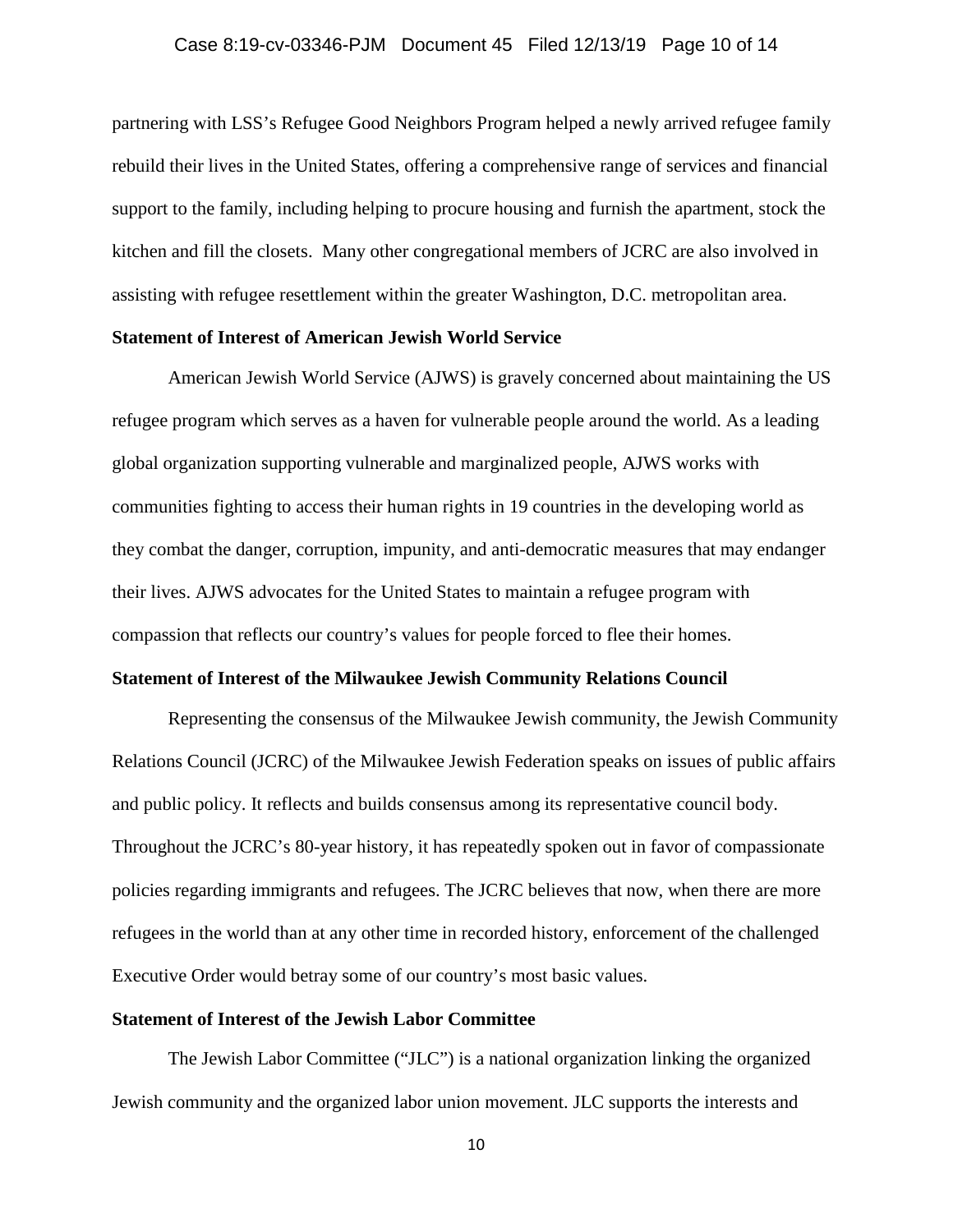partnering with LSS's Refugee Good Neighbors Program helped a newly arrived refugee family rebuild their lives in the United States, offering a comprehensive range of services and financial support to the family, including helping to procure housing and furnish the apartment, stock the kitchen and fill the closets. Many other congregational members of JCRC are also involved in assisting with refugee resettlement within the greater Washington, D.C. metropolitan area.

**Statement of Interest of American Jewish World Service**

American Jewish World Service (AJWS) is gravely concerned about maintaining the US refugee program which serves as a haven for vulnerable people around the world. As a leading global organization supporting vulnerable and marginalized people, AJWS works with communities fighting to access their human rights in 19 countries in the developing world as they combat the danger, corruption, impunity, and anti-democratic measures that may endanger their lives. AJWS advocates for the United States to maintain a refugee program with compassion that reflects our country's values for people forced to flee their homes.

**Statement of Interest of the Milwaukee Jewish Community Relations Council**

Representing the consensus of the Milwaukee Jewish community, the Jewish Community Relations Council (JCRC) of the Milwaukee Jewish Federation speaks on issues of public affairs and public policy. It reflects and builds consensus among its representative council body. Throughout the JCRC's 80-year history, it has repeatedly spoken out in favor of compassionate policies regarding immigrants and refugees. The JCRC believes that now, when there are more refugees in the world than at any other time in recorded history, enforcement of the challenged Executive Order would betray some of our country's most basic values.

**Statement of Interest of the Jewish Labor Committee**

The Jewish Labor Committee ("JLC") is a national organization linking the organized Jewish community and the organized labor union movement. JLC supports the interests and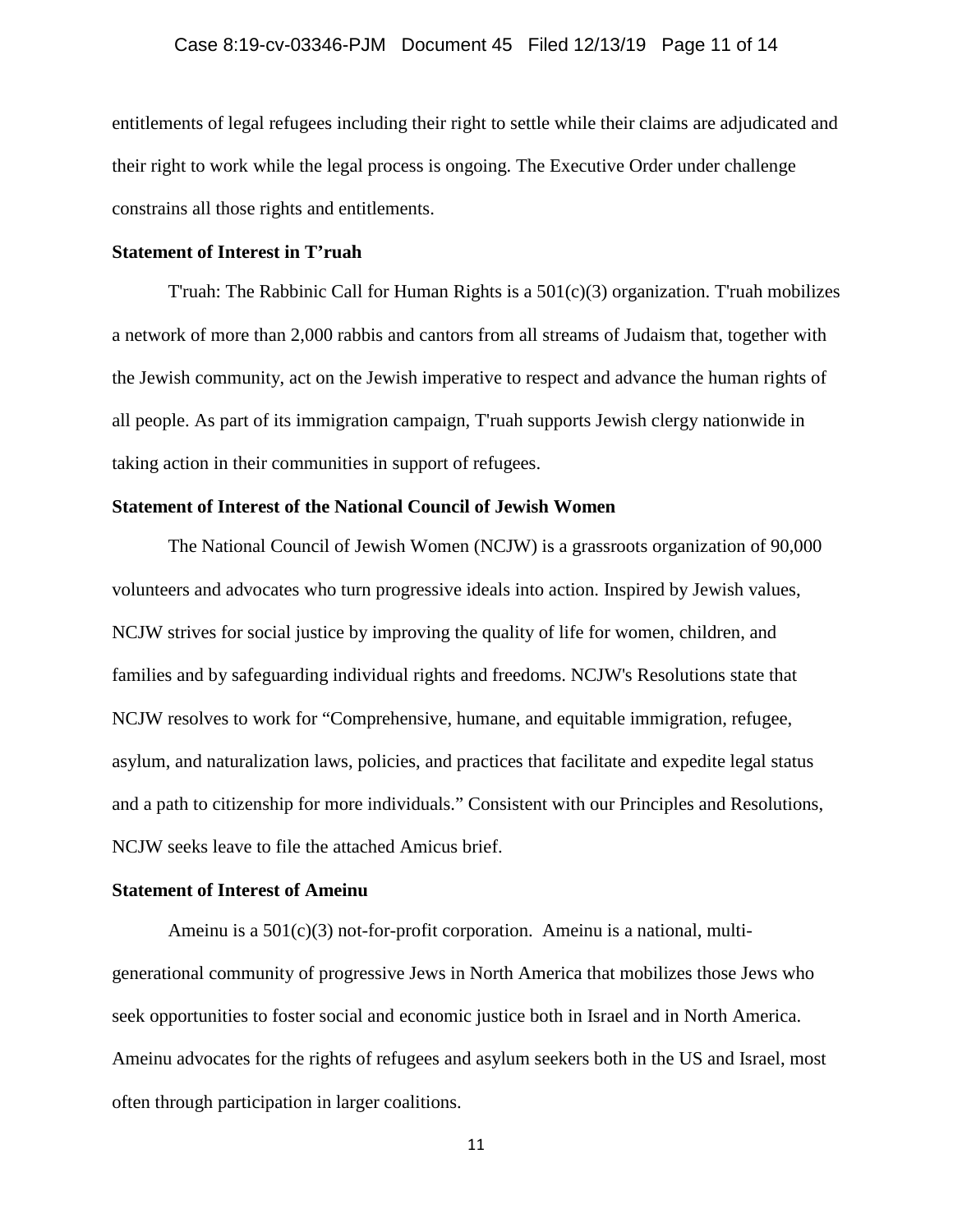entitlements of legal refugees including their right to settle while their claims are adjudicated and their right to work while the legal process is ongoing. The Executive Order under challenge constrains all those rights and entitlements.

**Statement of Interest in T'ruah**

T'ruah: The Rabbinic Call for Human Rights is a 501(c)(3) organization. T'ruah mobilizes a network of more than 2,000 rabbis and cantors from all streams of Judaism that, together with the Jewish community, act on the Jewish imperative to respect and advance the human rights of all people. As part of its immigration campaign, T'ruah supports Jewish clergy nationwide in taking action in their communities in support of refugees.

**Statement of Interest of the National Council of Jewish Women**

The National Council of Jewish Women (NCJW) is a grassroots organization of 90,000 volunteers and advocates who turn progressive ideals into action. Inspired by Jewish values, NCJW strives for social justice by improving the quality of life for women, children, and families and by safeguarding individual rights and freedoms. NCJW's Resolutions state that NCJW resolves to work for "Comprehensive, humane, and equitable immigration, refugee, asylum, and naturalization laws, policies, and practices that facilitate and expedite legal status and a path to citizenship for more individuals." Consistent with our Principles and Resolutions, NCJW seeks leave to file the attached Amicus brief.

**Statement of Interest of Ameinu**

Ameinu is a 501(c)(3) not-for-profit corporation. Ameinu is a national, multi-generational community of progressive Jews in North America that mobilizes those Jews who seek opportunities to foster social and economic justice both in Israel and in North America. Ameinu advocates for the rights of refugees and asylum seekers both in the US and Israel, most often through participation in larger coalitions.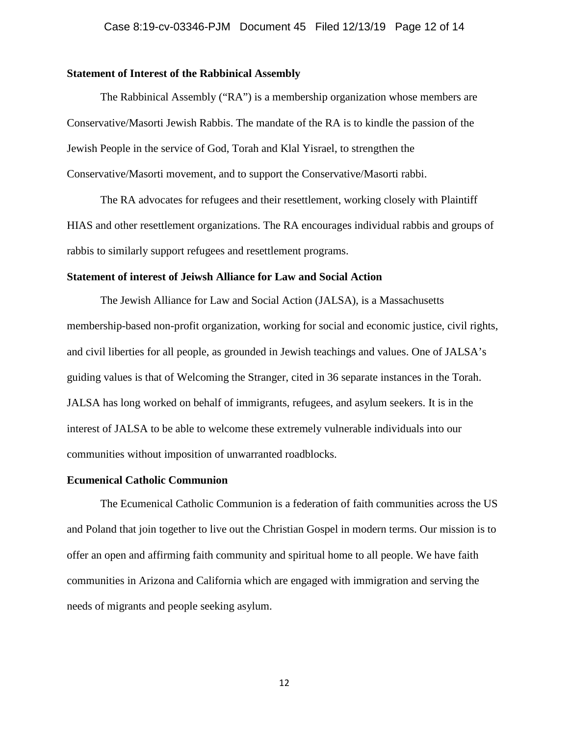**Statement of Interest of the Rabbinical Assembly**

The Rabbinical Assembly ("RA") is a membership organization whose members are Conservative/Masorti Jewish Rabbis. The mandate of the RA is to kindle the passion of the Jewish People in the service of God, Torah and Klal Yisrael, to strengthen the Conservative/Masorti movement, and to support the Conservative/Masorti rabbi.

The RA advocates for refugees and their resettlement, working closely with Plaintiff HIAS and other resettlement organizations. The RA encourages individual rabbis and groups of rabbis to similarly support refugees and resettlement programs.

**Statement of interest of Jeiwsh Alliance for Law and Social Action**

The Jewish Alliance for Law and Social Action (JALSA), is a Massachusetts membership-based non-profit organization, working for social and economic justice, civil rights, and civil liberties for all people, as grounded in Jewish teachings and values. One of JALSA's guiding values is that of Welcoming the Stranger, cited in 36 separate instances in the Torah. JALSA has long worked on behalf of immigrants, refugees, and asylum seekers. It is in the interest of JALSA to be able to welcome these extremely vulnerable individuals into our communities without imposition of unwarranted roadblocks.

**Ecumenical Catholic Communion**

The Ecumenical Catholic Communion is a federation of faith communities across the US and Poland that join together to live out the Christian Gospel in modern terms. Our mission is to offer an open and affirming faith community and spiritual home to all people. We have faith communities in Arizona and California which are engaged with immigration and serving the needs of migrants and people seeking asylum.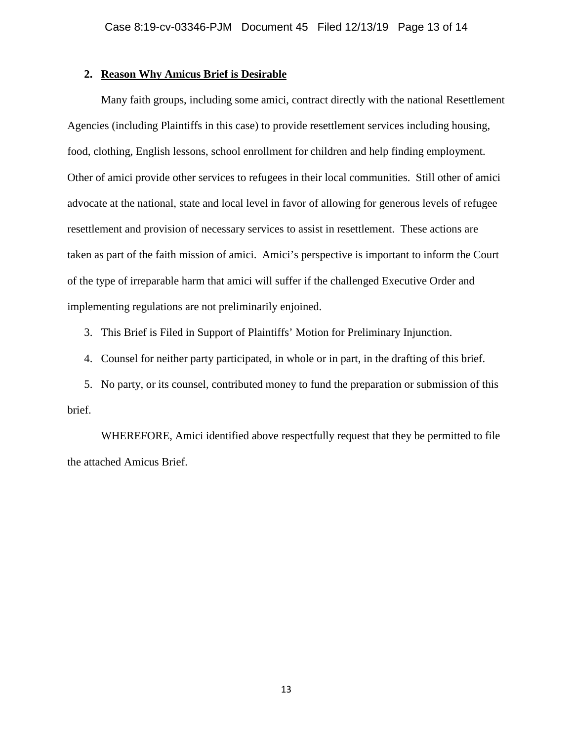**2. Reason Why Amicus Brief is Desirable**

Many faith groups, including some amici, contract directly with the national Resettlement Agencies (including Plaintiffs in this case) to provide resettlement services including housing, food, clothing, English lessons, school enrollment for children and help finding employment. Other of amici provide other services to refugees in their local communities. Still other of amici advocate at the national, state and local level in favor of allowing for generous levels of refugee resettlement and provision of necessary services to assist in resettlement. These actions are taken as part of the faith mission of amici. Amici's perspective is important to inform the Court of the type of irreparable harm that amici will suffer if the challenged Executive Order and implementing regulations are not preliminarily enjoined.

3. This Brief is Filed in Support of Plaintiffs' Motion for Preliminary Injunction.

4. Counsel for neither party participated, in whole or in part, in the drafting of this brief.

5. No party, or its counsel, contributed money to fund the preparation or submission of this brief.

WHEREFORE, Amici identified above respectfully request that they be permitted to file the attached Amicus Brief.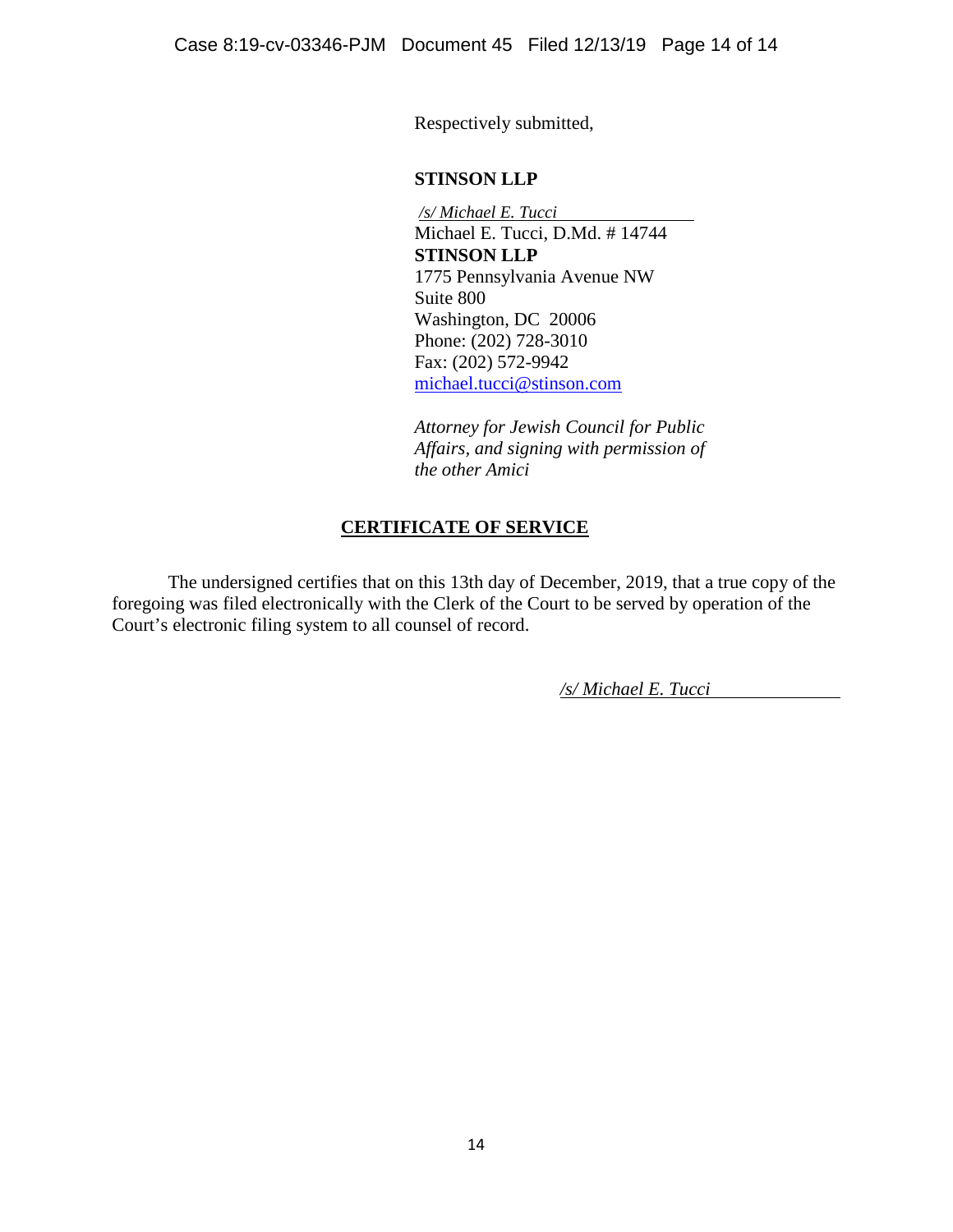Respectively submitted,

**STINSON LLP**

*/s/ Michael E. Tucci*
Michael E. Tucci, D.Md. # 14744
**STINSON LLP**
1775 Pennsylvania Avenue NW
Suite 800
Washington, DC 20006
Phone: (202) 728-3010
Fax: (202) 572-9942
michael.tucci@stinson.com

*Attorney for Jewish Council for Public Affairs, and signing with permission of the other Amici*

**CERTIFICATE OF SERVICE**

The undersigned certifies that on this 13th day of December, 2019, that a true copy of the foregoing was filed electronically with the Clerk of the Court to be served by operation of the Court's electronic filing system to all counsel of record.

*/s/ Michael E. Tucci*